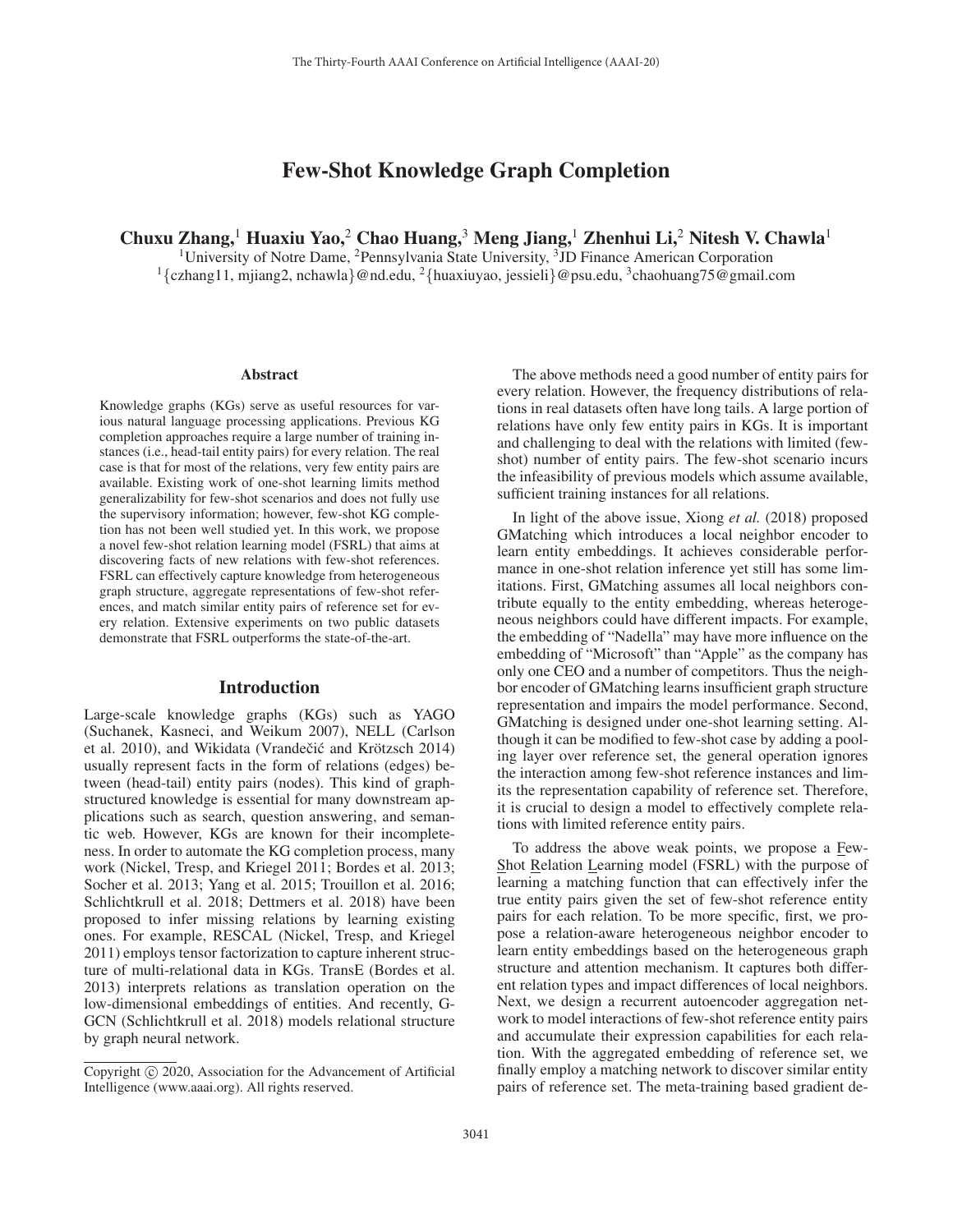# Few-Shot Knowledge Graph Completion

**Chuxu Zhang,[1] Huaxiu Yao,[2] Chao Huang,[3] Meng Jiang,[1] Zhenhui Li,[2] Nitesh V. Chawla[1]**

[1]University of Notre Dame, [2]Pennsylvania State University, [3]JD Finance American Corporation
[1]{czhang11, mjiang2, nchawla}@nd.edu, [2]{huaxiuyao, jessieli}@psu.edu, [3]chaohuang75@gmail.com

## Abstract

Knowledge graphs (KGs) serve as useful resources for various natural language processing applications. Previous KG completion approaches require a large number of training instances (i.e., head-tail entity pairs) for every relation. The real case is that for most of the relations, very few entity pairs are available. Existing work of one-shot learning limits method generalizability for few-shot scenarios and does not fully use the supervisory information; however, few-shot KG completion has not been well studied yet. In this work, we propose a novel few-shot relation learning model (FSRL) that aims at discovering facts of new relations with few-shot references. FSRL can effectively capture knowledge from heterogeneous graph structure, aggregate representations of few-shot references, and match similar entity pairs of reference set for every relation. Extensive experiments on two public datasets demonstrate that FSRL outperforms the state-of-the-art.

## Introduction

Large-scale knowledge graphs (KGs) such as YAGO (Suchanek, Kasneci, and Weikum 2007), NELL (Carlson et al. 2010), and Wikidata (Vrandečić and Krötzsch 2014) usually represent facts in the form of relations (edges) between (head-tail) entity pairs (nodes). This kind of graph-structured knowledge is essential for many downstream applications such as search, question answering, and semantic web. However, KGs are known for their incompleteness. In order to automate the KG completion process, many work (Nickel, Tresp, and Kriegel 2011; Bordes et al. 2013; Socher et al. 2013; Yang et al. 2015; Trouillon et al. 2016; Schlichtkrull et al. 2018; Dettmers et al. 2018) have been proposed to infer missing relations by learning existing ones. For example, RESCAL (Nickel, Tresp, and Kriegel 2011) employs tensor factorization to capture inherent structure of multi-relational data in KGs. TransE (Bordes et al. 2013) interprets relations as translation operation on the low-dimensional embeddings of entities. And recently, G-GCN (Schlichtkrull et al. 2018) models relational structure by graph neural network.

The above methods need a good number of entity pairs for every relation. However, the frequency distributions of relations in real datasets often have long tails. A large portion of relations have only few entity pairs in KGs. It is important and challenging to deal with the relations with limited (few-shot) number of entity pairs. The few-shot scenario incurs the infeasibility of previous models which assume available, sufficient training instances for all relations.

In light of the above issue, Xiong *et al.* (2018) proposed GMatching which introduces a local neighbor encoder to learn entity embeddings. It achieves considerable performance in one-shot relation inference yet still has some limitations. First, GMatching assumes all local neighbors contribute equally to the entity embedding, whereas heterogeneous neighbors could have different impacts. For example, the embedding of "Nadella" may have more influence on the embedding of "Microsoft" than "Apple" as the company has only one CEO and a number of competitors. Thus the neighbor encoder of GMatching learns insufficient graph structure representation and impairs the model performance. Second, GMatching is designed under one-shot learning setting. Although it can be modified to few-shot case by adding a pooling layer over reference set, the general operation ignores the interaction among few-shot reference instances and limits the representation capability of reference set. Therefore, it is crucial to design a model to effectively complete relations with limited reference entity pairs.

To address the above weak points, we propose a Few-Shot Relation Learning model (FSRL) with the purpose of learning a matching function that can effectively infer the true entity pairs given the set of few-shot reference entity pairs for each relation. To be more specific, first, we propose a relation-aware heterogeneous neighbor encoder to learn entity embeddings based on the heterogeneous graph structure and attention mechanism. It captures both different relation types and impact differences of local neighbors. Next, we design a recurrent autoencoder aggregation network to model interactions of few-shot reference entity pairs and accumulate their expression capabilities for each relation. With the aggregated embedding of reference set, we finally employ a matching network to discover similar entity pairs of reference set. The meta-training based gradient de-

Copyright © 2020, Association for the Advancement of Artificial Intelligence (www.aaai.org). All rights reserved.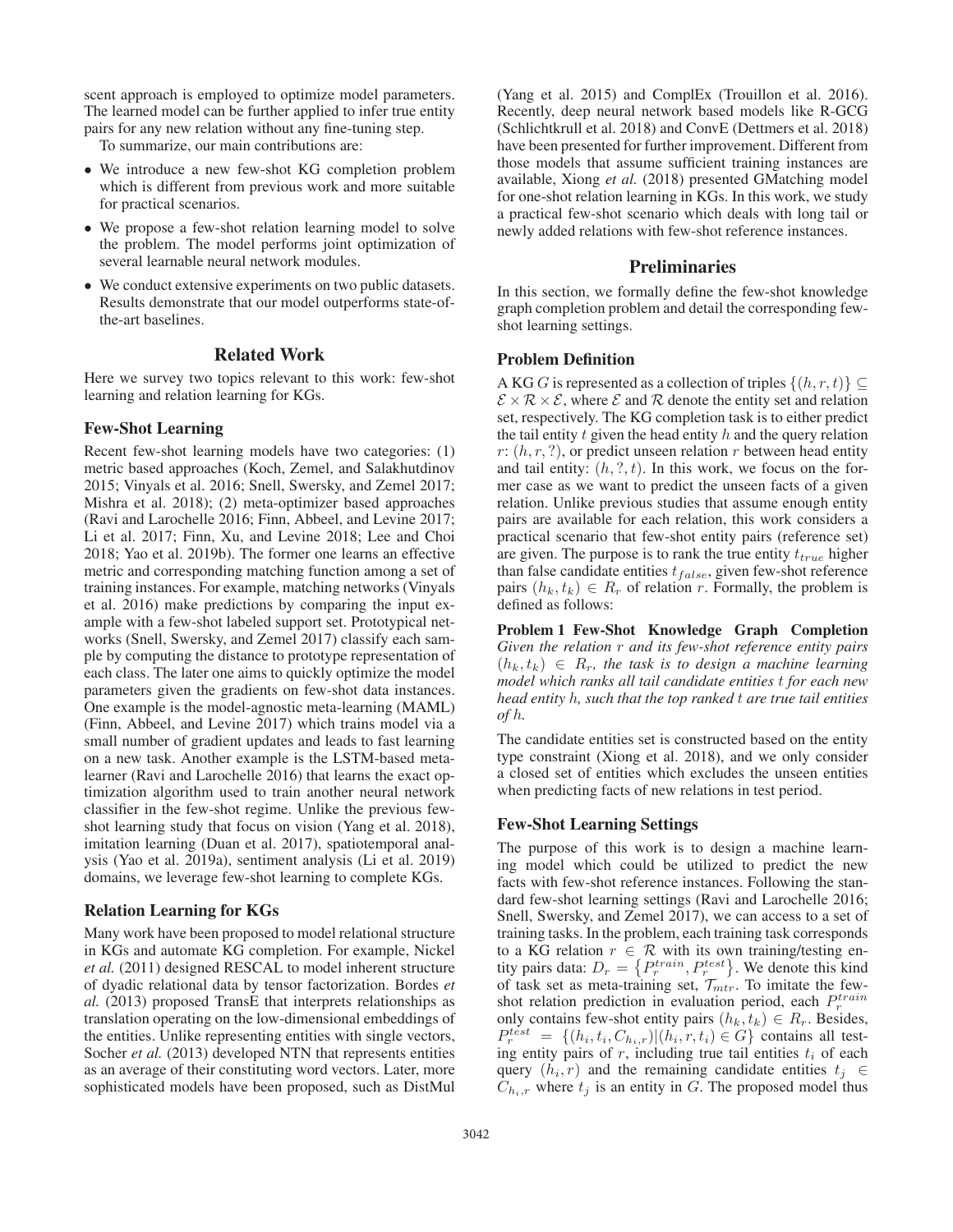scent approach is employed to optimize model parameters. The learned model can be further applied to infer true entity pairs for any new relation without any fine-tuning step.

To summarize, our main contributions are:

- We introduce a new few-shot KG completion problem which is different from previous work and more suitable for practical scenarios.
- We propose a few-shot relation learning model to solve the problem. The model performs joint optimization of several learnable neural network modules.
- We conduct extensive experiments on two public datasets. Results demonstrate that our model outperforms state-of-the-art baselines.

## Related Work

Here we survey two topics relevant to this work: few-shot learning and relation learning for KGs.

### Few-Shot Learning

Recent few-shot learning models have two categories: (1) metric based approaches (Koch, Zemel, and Salakhutdinov 2015; Vinyals et al. 2016; Snell, Swersky, and Zemel 2017; Mishra et al. 2018); (2) meta-optimizer based approaches (Ravi and Larochelle 2016; Finn, Abbeel, and Levine 2017; Li et al. 2017; Finn, Xu, and Levine 2018; Lee and Choi 2018; Yao et al. 2019b). The former one learns an effective metric and corresponding matching function among a set of training instances. For example, matching networks (Vinyals et al. 2016) make predictions by comparing the input example with a few-shot labeled support set. Prototypical networks (Snell, Swersky, and Zemel 2017) classify each sample by computing the distance to prototype representation of each class. The later one aims to quickly optimize the model parameters given the gradients on few-shot data instances. One example is the model-agnostic meta-learning (MAML) (Finn, Abbeel, and Levine 2017) which trains model via a small number of gradient updates and leads to fast learning on a new task. Another example is the LSTM-based meta-learner (Ravi and Larochelle 2016) that learns the exact optimization algorithm used to train another neural network classifier in the few-shot regime. Unlike the previous few-shot learning study that focus on vision (Yang et al. 2018), imitation learning (Duan et al. 2017), spatiotemporal analysis (Yao et al. 2019a), sentiment analysis (Li et al. 2019) domains, we leverage few-shot learning to complete KGs.

### Relation Learning for KGs

Many work have been proposed to model relational structure in KGs and automate KG completion. For example, Nickel *et al.* (2011) designed RESCAL to model inherent structure of dyadic relational data by tensor factorization. Bordes *et al.* (2013) proposed TransE that interprets relationships as translation operating on the low-dimensional embeddings of the entities. Unlike representing entities with single vectors, Socher *et al.* (2013) developed NTN that represents entities as an average of their constituting word vectors. Later, more sophisticated models have been proposed, such as DistMul (Yang et al. 2015) and ComplEx (Trouillon et al. 2016). Recently, deep neural network based models like R-GCG (Schlichtkrull et al. 2018) and ConvE (Dettmers et al. 2018) have been presented for further improvement. Different from those models that assume sufficient training instances are available, Xiong *et al.* (2018) presented GMatching model for one-shot relation learning in KGs. In this work, we study a practical few-shot scenario which deals with long tail or newly added relations with few-shot reference instances.

## Preliminaries

In this section, we formally define the few-shot knowledge graph completion problem and detail the corresponding few-shot learning settings.

### Problem Definition

A KG $G$ is represented as a collection of triples $\{(h, r, t)\} \subseteq \mathcal{E} \times \mathcal{R} \times \mathcal{E}$, where $\mathcal{E}$ and $\mathcal{R}$ denote the entity set and relation set, respectively. The KG completion task is to either predict the tail entity $t$ given the head entity $h$ and the query relation $r$: $(h, r, ?)$, or predict unseen relation $r$ between head entity and tail entity: $(h, ?, t)$. In this work, we focus on the former case as we want to predict the unseen facts of a given relation. Unlike previous studies that assume enough entity pairs are available for each relation, this work considers a practical scenario that few-shot entity pairs (reference set) are given. The purpose is to rank the true entity $t_{true}$ higher than false candidate entities $t_{false}$, given few-shot reference pairs $(h_k, t_k) \in R_r$ of relation $r$. Formally, the problem is defined as follows:

**Problem 1 Few-Shot Knowledge Graph Completion** *Given the relation $r$ and its few-shot reference entity pairs $(h_k, t_k) \in R_r$, the task is to design a machine learning model which ranks all tail candidate entities $t$ for each new head entity $h$, such that the top ranked $t$ are true tail entities of $h$.*

The candidate entities set is constructed based on the entity type constraint (Xiong et al. 2018), and we only consider a closed set of entities which excludes the unseen entities when predicting facts of new relations in test period.

### Few-Shot Learning Settings

The purpose of this work is to design a machine learning model which could be utilized to predict the new facts with few-shot reference instances. Following the standard few-shot learning settings (Ravi and Larochelle 2016; Snell, Swersky, and Zemel 2017), we can access to a set of training tasks. In the problem, each training task corresponds to a KG relation $r \in \mathcal{R}$ with its own training/testing entity pairs data: $D_r = \{P_r^{train}, P_r^{test}\}$. We denote this kind of task set as meta-training set, $\mathcal{T}_{mtr}$. To imitate the few-shot relation prediction in evaluation period, each $P_r^{train}$ only contains few-shot entity pairs $(h_k, t_k) \in R_r$. Besides, $P_r^{test} = \{(h_i, t_i, C_{h_i,r}) | (h_i, r, t_i) \in G\}$ contains all testing entity pairs of $r$, including true tail entities $t_i$ of each query $(h_i, r)$ and the remaining candidate entities $t_j \in C_{h_i,r}$ where $t_j$ is an entity in $G$. The proposed model thus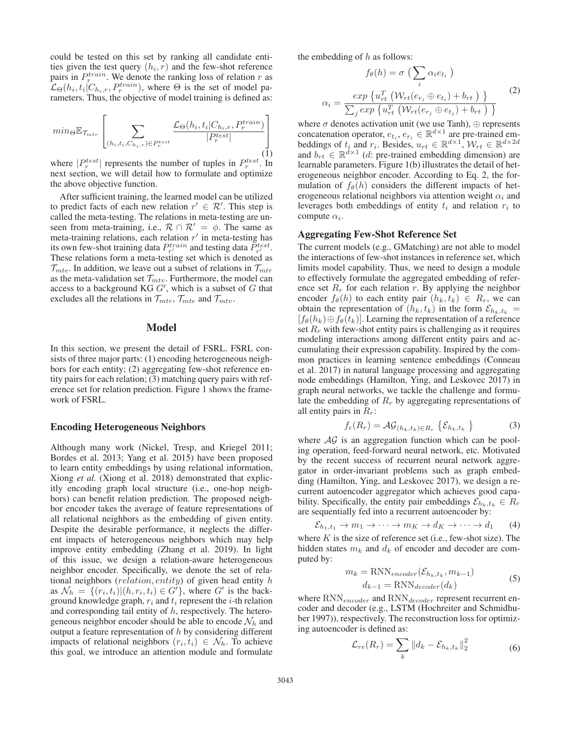could be tested on this set by ranking all candidate entities given the test query $(h_i, r)$ and the few-shot reference pairs in $P_r^{train}$. We denote the ranking loss of relation $r$ as $\mathcal{L}_\Theta(h_i, t_i | C_{h_i,r}, P_r^{train})$, where $\Theta$ is the set of model parameters. Thus, the objective of model training is defined as:

$$min_\Theta \mathbb{E}_{\mathcal{T}_{mtr}} \left[ \sum_{(h_i,t_i,C_{h_i,r}) \in P_r^{test}} \frac{\mathcal{L}_\Theta(h_i, t_i | C_{h_i,r}, P_r^{train})}{|P_r^{test}|} \right] \tag{1}$$

where $|P_r^{test}|$ represents the number of tuples in $P_r^{test}$. In next section, we will detail how to formulate and optimize the above objective function.

After sufficient training, the learned model can be utilized to predict facts of each new relation $r' \in \mathcal{R}'$. This step is called the meta-testing. The relations in meta-testing are unseen from meta-training, i.e., $\mathcal{R} \cap \mathcal{R}' = \phi$. The same as meta-training relations, each relation $r'$ in meta-testing has its own few-shot training data $P_{r'}^{train}$ and testing data $P_{r'}^{test}$. These relations form a meta-testing set which is denoted as $\mathcal{T}_{mte}$. In addition, we leave out a subset of relations in $\mathcal{T}_{mtr}$ as the meta-validation set $\mathcal{T}_{mtv}$. Furthermore, the model can access to a background KG $G'$, which is a subset of $G$ that excludes all the relations in $\mathcal{T}_{mtr}$, $\mathcal{T}_{mte}$ and $\mathcal{T}_{mtv}$.

## Model

In this section, we present the detail of FSRL. FSRL consists of three major parts: (1) encoding heterogeneous neighbors for each entity; (2) aggregating few-shot reference entity pairs for each relation; (3) matching query pairs with reference set for relation prediction. Figure 1 shows the framework of FSRL.

### Encoding Heterogeneous Neighbors

Although many work (Nickel, Tresp, and Kriegel 2011; Bordes et al. 2013; Yang et al. 2015) have been proposed to learn entity embeddings by using relational information, Xiong *et al.* (Xiong et al. 2018) demonstrated that explicitly encoding graph local structure (i.e., one-hop neighbors) can benefit relation prediction. The proposed neighbor encoder takes the average of feature representations of all relational neighbors as the embedding of given entity. Despite the desirable performance, it neglects the different impacts of heterogeneous neighbors which may help improve entity embedding (Zhang et al. 2019). In light of this issue, we design a relation-aware heterogeneous neighbor encoder. Specifically, we denote the set of relational neighbors ($relation, entity$) of given head entity $h$ as $\mathcal{N}_h = \{(r_i, t_i) | (h, r_i, t_i) \in G'\}$, where $G'$ is the background knowledge graph, $r_i$ and $t_i$ represent the $i$-th relation and corresponding tail entity of $h$, respectively. The heterogeneous neighbor encoder should be able to encode $\mathcal{N}_h$ and output a feature representation of $h$ by considering different impacts of relational neighbors $(r_i, t_i) \in \mathcal{N}_h$. To achieve this goal, we introduce an attention module and formulate the embedding of $h$ as follows:

$$\begin{aligned} f_\theta(h) &= \sigma \left( \sum_i \alpha_i e_{t_i} \right) \\ \alpha_i &= \frac{exp\left\{ u_{rt}^T \left( \mathcal{W}_{rt}(e_{r_i} \oplus e_{t_i}) + b_{rt} \right) \right\}}{\sum_j exp\left\{ u_{rt}^T \left( \mathcal{W}_{rt}(e_{r_j} \oplus e_{t_j}) + b_{rt} \right) \right\}} \end{aligned} \tag{2}$$

where $\sigma$ denotes activation unit (we use Tanh), $\oplus$ represents concatenation operator, $e_{t_i}, e_{r_i} \in \mathbb{R}^{d \times 1}$ are pre-trained embeddings of $t_i$ and $r_i$. Besides, $u_{rt} \in \mathbb{R}^{d \times 1}$, $\mathcal{W}_{rt} \in \mathbb{R}^{d \times 2d}$ and $b_{rt} \in \mathbb{R}^{d \times 1}$ ($d$: pre-trained embedding dimension) are learnable parameters. Figure 1(b) illustrates the detail of heterogeneous neighbor encoder. According to Eq. 2, the formulation of $f_\theta(h)$ considers the different impacts of heterogeneous relational neighbors via attention weight $\alpha_i$ and leverages both embeddings of entity $t_i$ and relation $r_i$ to compute $\alpha_i$.

### Aggregating Few-Shot Reference Set

The current models (e.g., GMatching) are not able to model the interactions of few-shot instances in reference set, which limits model capability. Thus, we need to design a module to effectively formulate the aggregated embedding of reference set $R_r$ for each relation $r$. By applying the neighbor encoder $f_\theta(h)$ to each entity pair $(h_k, t_k) \in R_r$, we can obtain the representation of $(h_k, t_k)$ in the form $\mathcal{E}_{h_k,t_k} = [f_\theta(h_k) \oplus f_\theta(t_k)]$. Learning the representation of a reference set $R_r$ with few-shot entity pairs is challenging as it requires modeling interactions among different entity pairs and accumulating their expression capability. Inspired by the common practices in learning sentence embeddings (Conneau et al. 2017) in natural language processing and aggregating node embeddings (Hamilton, Ying, and Leskovec 2017) in graph neural networks, we tackle the challenge and formulate the embedding of $R_r$ by aggregating representations of all entity pairs in $R_r$:

$$f_\epsilon(R_r) = \mathcal{AG}_{(h_k,t_k) \in R_r} \left\{ \mathcal{E}_{h_k,t_k} \right\} \tag{3}$$

where $\mathcal{AG}$ is an aggregation function which can be pooling operation, feed-forward neural network, etc. Motivated by the recent success of recurrent neural network aggregator in order-invariant problems such as graph embedding (Hamilton, Ying, and Leskovec 2017), we design a recurrent autoencoder aggregator which achieves good capability. Specifically, the entity pair embeddings $\mathcal{E}_{h_k,t_k} \in R_r$ are sequentially fed into a recurrent autoencoder by:

$$\mathcal{E}_{h_1,t_1} \rightarrow m_1 \rightarrow \cdots \rightarrow m_K \rightarrow d_K \rightarrow \cdots \rightarrow d_1 \tag{4}$$

where $K$ is the size of reference set (i.e., few-shot size). The hidden states $m_k$ and $d_k$ of encoder and decoder are computed by:

$$\begin{aligned} m_k &= \text{RNN}_{encoder}(\mathcal{E}_{h_k,t_k}, m_{k-1}) \\ d_{k-1} &= \text{RNN}_{decoder}(d_k) \end{aligned} \tag{5}$$

where $\text{RNN}_{encoder}$ and $\text{RNN}_{decoder}$ represent recurrent encoder and decoder (e.g., LSTM (Hochreiter and Schmidhuber 1997)), respectively. The reconstruction loss for optimizing autoencoder is defined as:

$$\mathcal{L}_{re}(R_r) = \sum_k \left\| d_k - \mathcal{E}_{h_k,t_k} \right\|_2^2 \tag{6}$$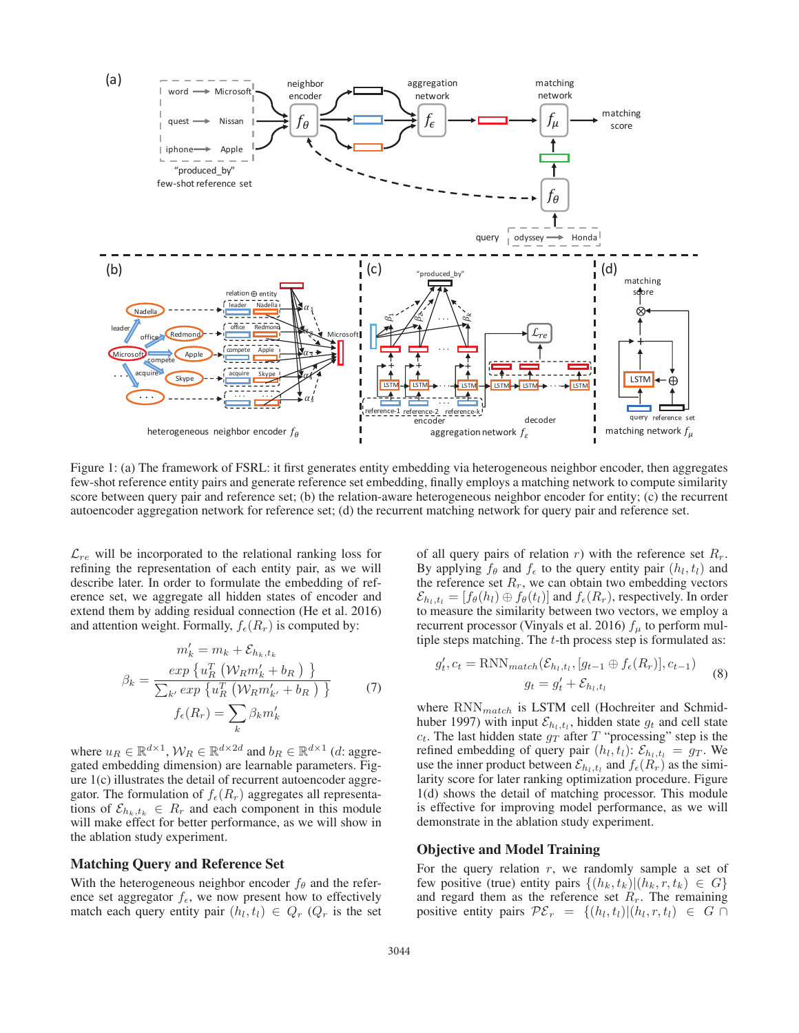Figure 1: (a) The framework of FSRL: it first generates entity embedding via heterogeneous neighbor encoder, then aggregates few-shot reference entity pairs and generate reference set embedding, finally employs a matching network to compute similarity score between query pair and reference set; (b) the relation-aware heterogeneous neighbor encoder for entity; (c) the recurrent autoencoder aggregation network for reference set; (d) the recurrent matching network for query pair and reference set.

$\mathcal{L}_{re}$ will be incorporated to the relational ranking loss for refining the representation of each entity pair, as we will describe later. In order to formulate the embedding of reference set, we aggregate all hidden states of encoder and extend them by adding residual connection (He et al. 2016) and attention weight. Formally, $f_\epsilon(R_r)$ is computed by:

$$
\begin{aligned}
m'_k &= m_k + \mathcal{E}_{h_k,t_k} \\
\beta_k &= \frac{exp\left\{u_R^T\left(\mathcal{W}_R m'_k + b_R\right)\right\}}{\sum_{k'} exp\left\{u_R^T\left(\mathcal{W}_R m'_{k'} + b_R\right)\right\}} \\
f_\epsilon(R_r) &= \sum_k \beta_k m'_k
\end{aligned} \tag{7}
$$

where $u_R \in \mathbb{R}^{d\times 1}$, $\mathcal{W}_R \in \mathbb{R}^{d\times 2d}$ and $b_R \in \mathbb{R}^{d\times 1}$ ($d$: aggregated embedding dimension) are learnable parameters. Figure 1(c) illustrates the detail of recurrent autoencoder aggregator. The formulation of $f_\epsilon(R_r)$ aggregates all representations of $\mathcal{E}_{h_k,t_k} \in R_r$ and each component in this module will make effect for better performance, as we will show in the ablation study experiment.

## Matching Query and Reference Set

With the heterogeneous neighbor encoder $f_\theta$ and the reference set aggregator $f_\epsilon$, we now present how to effectively match each query entity pair $(h_l, t_l) \in Q_r$ ($Q_r$ is the set of all query pairs of relation $r$) with the reference set $R_r$. By applying $f_\theta$ and $f_\epsilon$ to the query entity pair $(h_l, t_l)$ and the reference set $R_r$, we can obtain two embedding vectors $\mathcal{E}_{h_l,t_l} = [f_\theta(h_l) \oplus f_\theta(t_l)]$ and $f_\epsilon(R_r)$, respectively. In order to measure the similarity between two vectors, we employ a recurrent processor (Vinyals et al. 2016) $f_\mu$ to perform multiple steps matching. The $t$-th process step is formulated as:

$$
\begin{aligned}
g'_t, c_t &= \text{RNN}_{match}(\mathcal{E}_{h_l,t_l}, [g_{t-1} \oplus f_\epsilon(R_r)], c_{t-1}) \\
g_t &= g'_t + \mathcal{E}_{h_l,t_l}
\end{aligned} \tag{8}
$$

where $\text{RNN}_{match}$ is LSTM cell (Hochreiter and Schmidhuber 1997) with input $\mathcal{E}_{h_l,t_l}$, hidden state $g_t$ and cell state $c_t$. The last hidden state $g_T$ after $T$ "processing" step is the refined embedding of query pair $(h_l, t_l)$: $\mathcal{E}_{h_l,t_l} = g_T$. We use the inner product between $\mathcal{E}_{h_l,t_l}$ and $f_\epsilon(R_r)$ as the similarity score for later ranking optimization procedure. Figure 1(d) shows the detail of matching processor. This module is effective for improving model performance, as we will demonstrate in the ablation study experiment.

## Objective and Model Training

For the query relation $r$, we randomly sample a set of few positive (true) entity pairs $\{(h_k, t_k)|(h_k, r, t_k) \in G\}$ and regard them as the reference set $R_r$. The remaining positive entity pairs $\mathcal{PE}_r = \{(h_l, t_l)|(h_l, r, t_l) \in G \cap$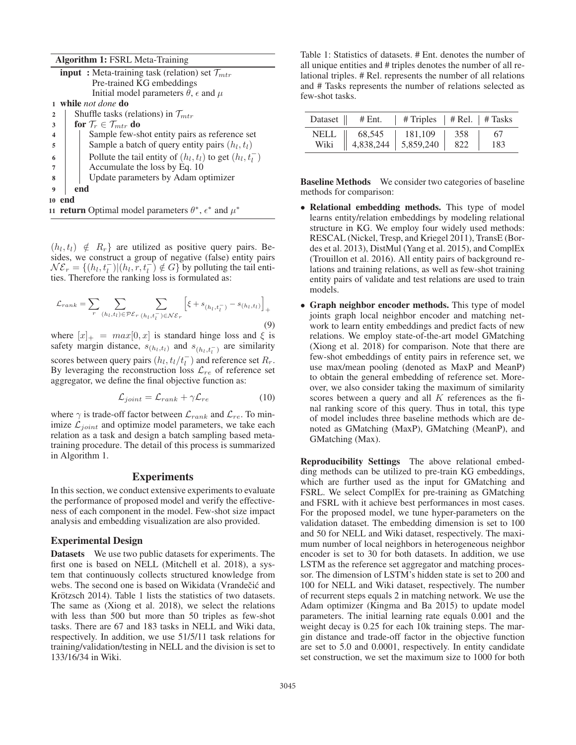**Algorithm 1:** FSRL Meta-Training

**input :** Meta-training task (relation) set $\mathcal{T}_{mtr}$
Pre-trained KG embeddings
Initial model parameters $\theta$, $\epsilon$ and $\mu$

1 **while** *not done* **do**
2 Shuffle tasks (relations) in $\mathcal{T}_{mtr}$
3 **for** $\mathcal{T}_r \in \mathcal{T}_{mtr}$ **do**
4 Sample few-shot entity pairs as reference set
5 Sample a batch of query entity pairs $(h_l, t_l)$
6 Pollute the tail entity of $(h_l, t_l)$ to get $(h_l, t_l^-)$
7 Accumulate the loss by Eq. 10
8 Update parameters by Adam optimizer
9 **end**
10 **end**
11 **return** Optimal model parameters $\theta^*$, $\epsilon^*$ and $\mu^*$

$(h_l, t_l) \notin R_r\}$ are utilized as positive query pairs. Besides, we construct a group of negative (false) entity pairs $\mathcal{NE}_r = \{(h_l, t_l^-) | (h_l, r, t_l^-) \notin G\}$ by polluting the tail entities. Therefore the ranking loss is formulated as:

$$\mathcal{L}_{rank} = \sum_r \sum_{(h_l,t_l) \in \mathcal{PE}_r} \sum_{(h_l,t_l^-) \in \mathcal{NE}_r} \left[ \xi + s_{(h_l,t_l^-)} - s_{(h_l,t_l)} \right]_+ \tag{9}$$

where $[x]_+ = max[0, x]$ is standard hinge loss and $\xi$ is safety margin distance, $s_{(h_l,t_l)}$ and $s_{(h_l,t_l^-)}$ are similarity scores between query pairs $(h_l, t_l/t_l^-)$ and reference set $R_r$. By leveraging the reconstruction loss $\mathcal{L}_{re}$ of reference set aggregator, we define the final objective function as:

$$\mathcal{L}_{joint} = \mathcal{L}_{rank} + \gamma \mathcal{L}_{re} \tag{10}$$

where $\gamma$ is trade-off factor between $\mathcal{L}_{rank}$ and $\mathcal{L}_{re}$. To minimize $\mathcal{L}_{joint}$ and optimize model parameters, we take each relation as a task and design a batch sampling based meta-training procedure. The detail of this process is summarized in Algorithm 1.

## Experiments

In this section, we conduct extensive experiments to evaluate the performance of proposed model and verify the effectiveness of each component in the model. Few-shot size impact analysis and embedding visualization are also provided.

### Experimental Design

**Datasets** We use two public datasets for experiments. The first one is based on NELL (Mitchell et al. 2018), a system that continuously collects structured knowledge from webs. The second one is based on Wikidata (Vrandečić and Krötzsch 2014). Table 1 lists the statistics of two datasets. The same as (Xiong et al. 2018), we select the relations with less than 500 but more than 50 triples as few-shot tasks. There are 67 and 183 tasks in NELL and Wiki data, respectively. In addition, we use 51/5/11 task relations for training/validation/testing in NELL and the division is set to 133/16/34 in Wiki.

Table 1: Statistics of datasets. # Ent. denotes the number of all unique entities and # triples denotes the number of all relational triples. # Rel. represents the number of all relations and # Tasks represents the number of relations selected as few-shot tasks.

| Dataset | # Ent. | # Triples | # Rel. | # Tasks |
|---|---|---|---|---|
| NELL | 68,545 | 181,109 | 358 | 67 |
| Wiki | 4,838,244 | 5,859,240 | 822 | 183 |

**Baseline Methods** We consider two categories of baseline methods for comparison:

- **Relational embedding methods.** This type of model learns entity/relation embeddings by modeling relational structure in KG. We employ four widely used methods: RESCAL (Nickel, Tresp, and Kriegel 2011), TransE (Bordes et al. 2013), DistMul (Yang et al. 2015), and ComplEx (Trouillon et al. 2016). All entity pairs of background relations and training relations, as well as few-shot training entity pairs of validate and test relations are used to train models.
- **Graph neighbor encoder methods.** This type of model joints graph local neighbor encoder and matching network to learn entity embeddings and predict facts of new relations. We employ state-of-the-art model GMatching (Xiong et al. 2018) for comparison. Note that there are few-shot embeddings of entity pairs in reference set, we use max/mean pooling (denoted as MaxP and MeanP) to obtain the general embedding of reference set. Moreover, we also consider taking the maximum of similarity scores between a query and all $K$ references as the final ranking score of this query. Thus in total, this type of model includes three baseline methods which are denoted as GMatching (MaxP), GMatching (MeanP), and GMatching (Max).

**Reproducibility Settings** The above relational embedding methods can be utilized to pre-train KG embeddings, which are further used as the input for GMatching and FSRL. We select ComplEx for pre-training as GMatching and FSRL with it achieve best performances in most cases. For the proposed model, we tune hyper-parameters on the validation dataset. The embedding dimension is set to 100 and 50 for NELL and Wiki dataset, respectively. The maximum number of local neighbors in heterogeneous neighbor encoder is set to 30 for both datasets. In addition, we use LSTM as the reference set aggregator and matching processor. The dimension of LSTM's hidden state is set to 200 and 100 for NELL and Wiki dataset, respectively. The number of recurrent steps equals 2 in matching network. We use the Adam optimizer (Kingma and Ba 2015) to update model parameters. The initial learning rate equals 0.001 and the weight decay is 0.25 for each 10k training steps. The margin distance and trade-off factor in the objective function are set to 5.0 and 0.0001, respectively. In entity candidate set construction, we set the maximum size to 1000 for both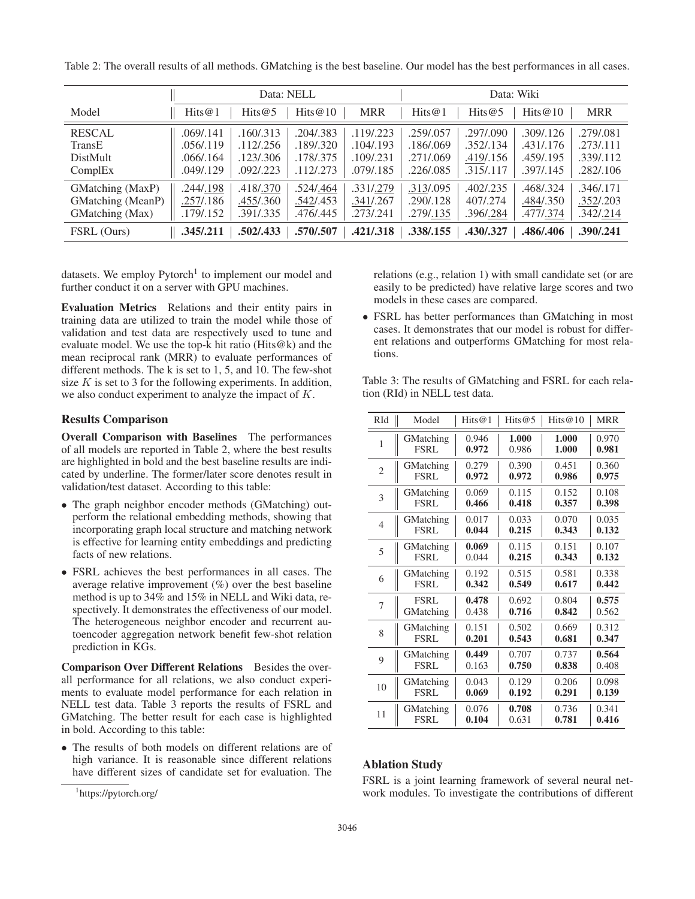Table 2: The overall results of all methods. GMatching is the best baseline. Our model has the best performances in all cases.

| | Data: NELL | | | | Data: Wiki | | | |
|---|---|---|---|---|---|---|---|---|
| Model | Hits@1 | Hits@5 | Hits@10 | MRR | Hits@1 | Hits@5 | Hits@10 | MRR |
| RESCAL | .069/.141 | .160/.313 | .204/.383 | .119/.223 | .259/.057 | .297/.090 | .309/.126 | .279/.081 |
| TransE | .056/.119 | .112/.256 | .189/.320 | .104/.193 | .186/.069 | .352/.134 | .431/.176 | .273/.111 |
| DistMult | .066/.164 | .123/.306 | .178/.375 | .109/.231 | .271/.069 | <u>.419</u>/.156 | .459/.195 | .339/.112 |
| ComplEx | .049/.129 | .092/.223 | .112/.273 | .079/.185 | .226/.085 | .315/.117 | .397/.145 | .282/.106 |
| GMatching (MaxP) | .244/<u>.198</u> | .418/<u>.370</u> | .524/<u>.464</u> | .331/<u>.279</u> | <u>.313</u>/.095 | .402/.235 | .468/.324 | .346/.171 |
| GMatching (MeanP) | <u>.257</u>/.186 | <u>.455</u>/.360 | <u>.542</u>/.453 | <u>.341</u>/.267 | .290/.128 | 407/.274 | <u>.484</u>/.350 | <u>.352</u>/.203 |
| GMatching (Max) | .179/.152 | .391/.335 | .476/.445 | .273/.241 | .279/<u>.135</u> | .396/<u>.284</u> | .477/<u>.374</u> | .342/<u>.214</u> |
| FSRL (Ours) | **.345/.211** | **.502/.433** | **.570/.507** | **.421/.318** | **.338/.155** | **.430/.327** | **.486/.406** | **.390/.241** |

datasets. We employ Pytorch[1] to implement our model and further conduct it on a server with GPU machines.

**Evaluation Metrics** Relations and their entity pairs in training data are utilized to train the model while those of validation and test data are respectively used to tune and evaluate model. We use the top-k hit ratio (Hits@k) and the mean reciprocal rank (MRR) to evaluate performances of different methods. The k is set to 1, 5, and 10. The few-shot size $K$ is set to 3 for the following experiments. In addition, we also conduct experiment to analyze the impact of $K$.

## Results Comparison

**Overall Comparison with Baselines** The performances of all models are reported in Table 2, where the best results are highlighted in bold and the best baseline results are indicated by underline. The former/later score denotes result in validation/test dataset. According to this table:

- The graph neighbor encoder methods (GMatching) outperform the relational embedding methods, showing that incorporating graph local structure and matching network is effective for learning entity embeddings and predicting facts of new relations.
- FSRL achieves the best performances in all cases. The average relative improvement (%) over the best baseline method is up to 34% and 15% in NELL and Wiki data, respectively. It demonstrates the effectiveness of our model. The heterogeneous neighbor encoder and recurrent autoencoder aggregation network benefit few-shot relation prediction in KGs.

**Comparison Over Different Relations** Besides the overall performance for all relations, we also conduct experiments to evaluate model performance for each relation in NELL test data. Table 3 reports the results of FSRL and GMatching. The better result for each case is highlighted in bold. According to this table:

- The results of both models on different relations are of high variance. It is reasonable since different relations have different sizes of candidate set for evaluation. The relations (e.g., relation 1) with small candidate set (or are easily to be predicted) have relative large scores and two models in these cases are compared.
- FSRL has better performances than GMatching in most cases. It demonstrates that our model is robust for different relations and outperforms GMatching for most relations.

Table 3: The results of GMatching and FSRL for each relation (RId) in NELL test data.

| RId | Model | Hits@1 | Hits@5 | Hits@10 | MRR |
|---|---|---|---|---|---|
| 1 | GMatching | 0.946 | **1.000** | **1.000** | 0.970 |
| | FSRL | **0.972** | 0.986 | **1.000** | **0.981** |
| 2 | GMatching | 0.279 | 0.390 | 0.451 | 0.360 |
| | FSRL | **0.972** | **0.972** | **0.986** | **0.975** |
| 3 | GMatching | 0.069 | 0.115 | 0.152 | 0.108 |
| | FSRL | **0.466** | **0.418** | **0.357** | **0.398** |
| 4 | GMatching | 0.017 | 0.033 | 0.070 | 0.035 |
| | FSRL | **0.044** | **0.215** | **0.343** | **0.132** |
| 5 | GMatching | **0.069** | 0.115 | 0.151 | 0.107 |
| | FSRL | 0.044 | **0.215** | **0.343** | **0.132** |
| 6 | GMatching | 0.192 | 0.515 | 0.581 | 0.338 |
| | FSRL | **0.342** | **0.549** | **0.617** | **0.442** |
| 7 | FSRL | **0.478** | 0.692 | 0.804 | **0.575** |
| | GMatching | 0.438 | **0.716** | **0.842** | 0.562 |
| 8 | GMatching | 0.151 | 0.502 | 0.669 | 0.312 |
| | FSRL | **0.201** | **0.543** | **0.681** | **0.347** |
| 9 | GMatching | **0.449** | 0.707 | 0.737 | **0.564** |
| | FSRL | 0.163 | **0.750** | **0.838** | 0.408 |
| 10 | GMatching | 0.043 | 0.129 | 0.206 | 0.098 |
| | FSRL | **0.069** | **0.192** | **0.291** | **0.139** |
| 11 | GMatching | 0.076 | **0.708** | 0.736 | 0.341 |
| | FSRL | **0.104** | 0.631 | **0.781** | **0.416** |

## Ablation Study

FSRL is a joint learning framework of several neural network modules. To investigate the contributions of different

[1] https://pytorch.org/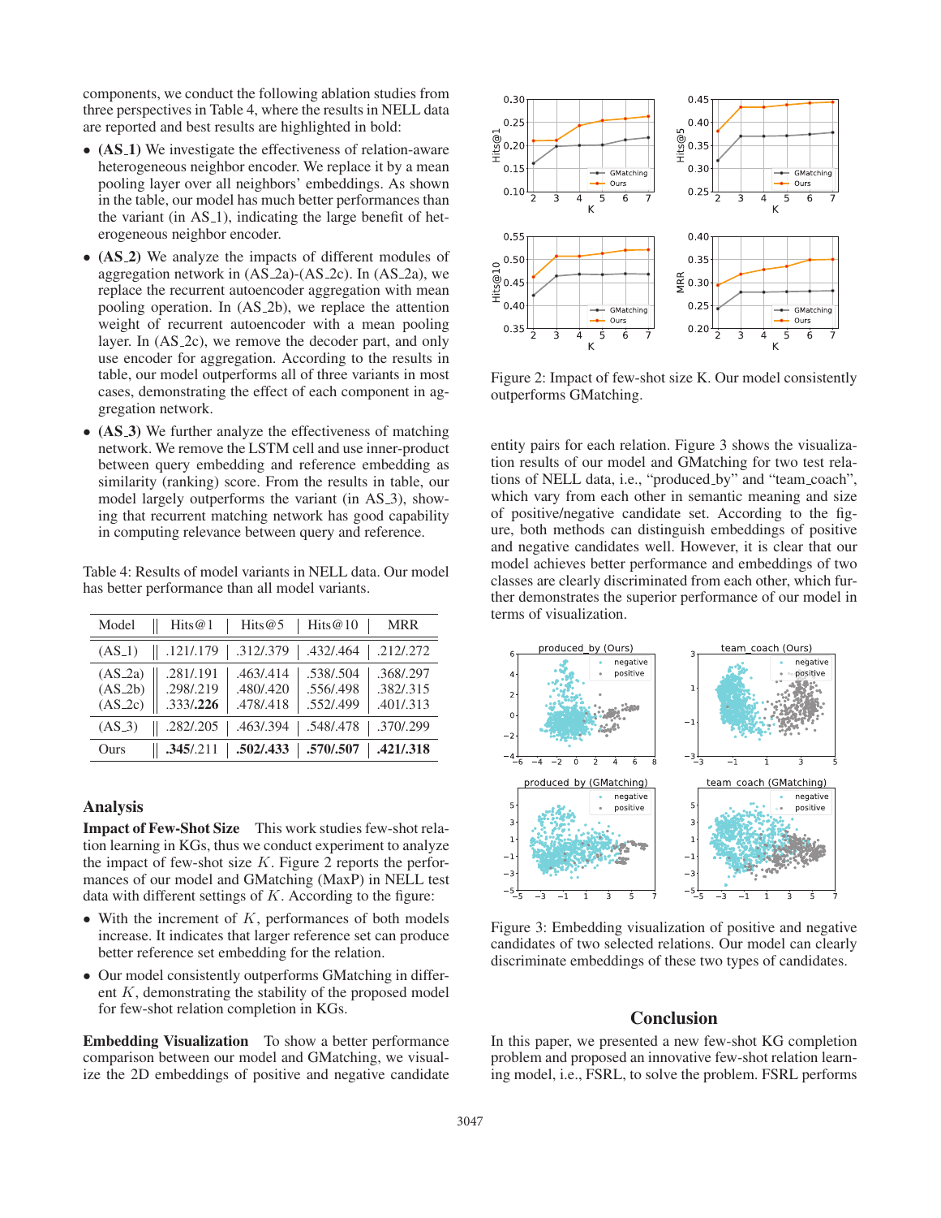components, we conduct the following ablation studies from three perspectives in Table 4, where the results in NELL data are reported and best results are highlighted in bold:

- **(AS_1)** We investigate the effectiveness of relation-aware heterogeneous neighbor encoder. We replace it by a mean pooling layer over all neighbors' embeddings. As shown in the table, our model has much better performances than the variant (in AS_1), indicating the large benefit of heterogeneous neighbor encoder.
- **(AS_2)** We analyze the impacts of different modules of aggregation network in (AS_2a)-(AS_2c). In (AS_2a), we replace the recurrent autoencoder aggregation with mean pooling operation. In (AS_2b), we replace the attention weight of recurrent autoencoder with a mean pooling layer. In (AS_2c), we remove the decoder part, and only use encoder for aggregation. According to the results in table, our model outperforms all of three variants in most cases, demonstrating the effect of each component in aggregation network.
- **(AS_3)** We further analyze the effectiveness of matching network. We remove the LSTM cell and use inner-product between query embedding and reference embedding as similarity (ranking) score. From the results in table, our model largely outperforms the variant (in AS_3), showing that recurrent matching network has good capability in computing relevance between query and reference.

Table 4: Results of model variants in NELL data. Our model has better performance than all model variants.

| Model | Hits@1 | Hits@5 | Hits@10 | MRR |
|---|---|---|---|---|
| (AS_1) | .121/.179 | .312/.379 | .432/.464 | .212/.272 |
| (AS_2a) | .281/.191 | .463/.414 | .538/.504 | .368/.297 |
| (AS_2b) | .298/.219 | .480/.420 | .556/.498 | .382/.315 |
| (AS_2c) | .333/**.226** | .478/.418 | .552/.499 | .401/.313 |
| (AS_3) | .282/.205 | .463/.394 | .548/.478 | .370/.299 |
| Ours | **.345**/.211 | **.502**/**.433** | **.570**/**.507** | **.421**/.318 |

## Analysis

**Impact of Few-Shot Size** This work studies few-shot relation learning in KGs, thus we conduct experiment to analyze the impact of few-shot size $K$. Figure 2 reports the performances of our model and GMatching (MaxP) in NELL test data with different settings of $K$. According to the figure:

- With the increment of $K$, performances of both models increase. It indicates that larger reference set can produce better reference set embedding for the relation.
- Our model consistently outperforms GMatching in different $K$, demonstrating the stability of the proposed model for few-shot relation completion in KGs.

**Embedding Visualization** To show a better performance comparison between our model and GMatching, we visualize the 2D embeddings of positive and negative candidate entity pairs for each relation. Figure 3 shows the visualization results of our model and GMatching for two test relations of NELL data, i.e., "produced_by" and "team_coach", which vary from each other in semantic meaning and size of positive/negative candidate set. According to the figure, both methods can distinguish embeddings of positive and negative candidates well. However, it is clear that our model achieves better performance and embeddings of two classes are clearly discriminated from each other, which further demonstrates the superior performance of our model in terms of visualization.

Figure 2: Impact of few-shot size K. Our model consistently outperforms GMatching.

Figure 3: Embedding visualization of positive and negative candidates of two selected relations. Our model can clearly discriminate embeddings of these two types of candidates.

## Conclusion

In this paper, we presented a new few-shot KG completion problem and proposed an innovative few-shot relation learning model, i.e., FSRL, to solve the problem. FSRL performs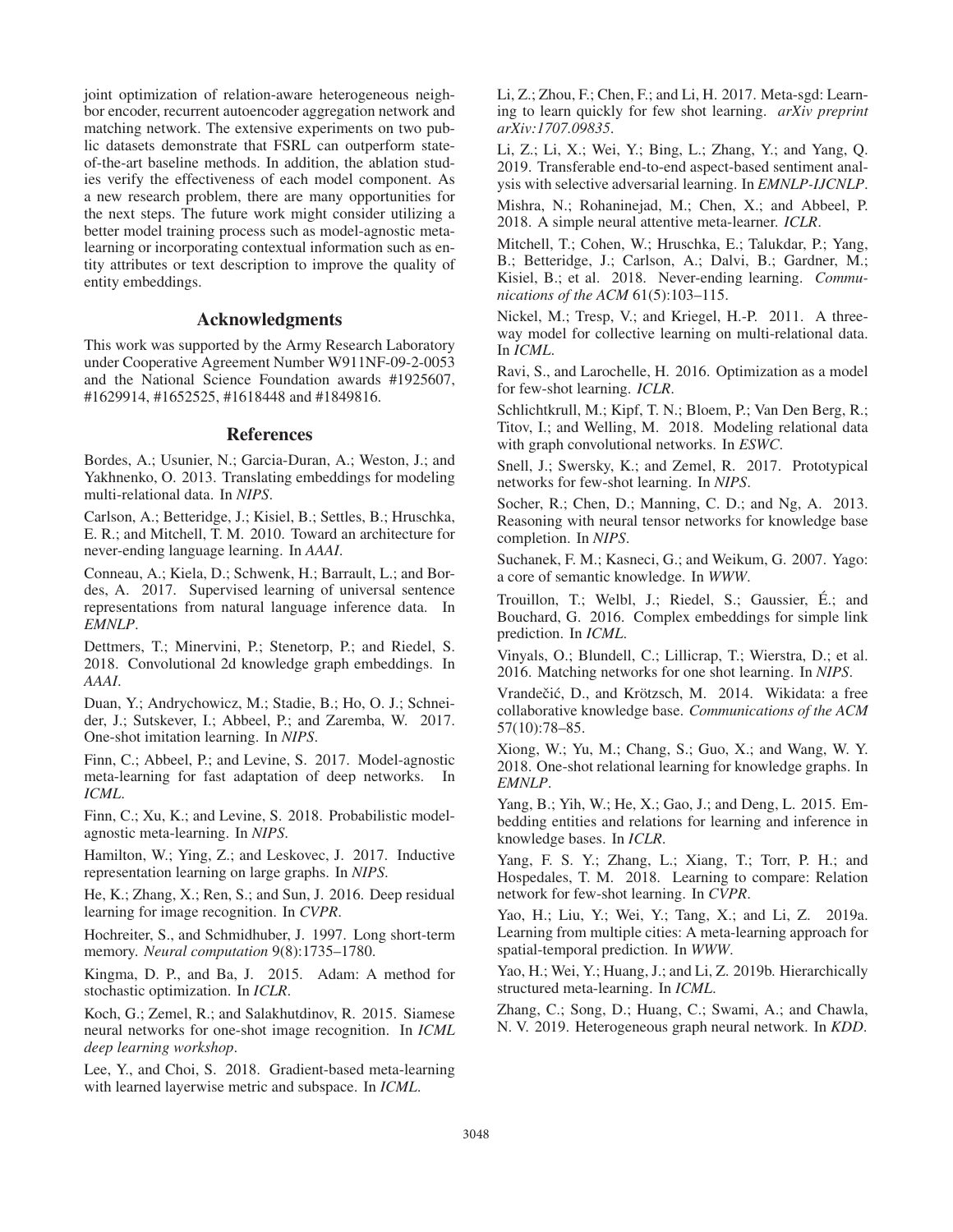joint optimization of relation-aware heterogeneous neighbor encoder, recurrent autoencoder aggregation network and matching network. The extensive experiments on two public datasets demonstrate that FSRL can outperform state-of-the-art baseline methods. In addition, the ablation studies verify the effectiveness of each model component. As a new research problem, there are many opportunities for the next steps. The future work might consider utilizing a better model training process such as model-agnostic meta-learning or incorporating contextual information such as entity attributes or text description to improve the quality of entity embeddings.

## Acknowledgments

This work was supported by the Army Research Laboratory under Cooperative Agreement Number W911NF-09-2-0053 and the National Science Foundation awards #1925607, #1629914, #1652525, #1618448 and #1849816.

## References

Bordes, A.; Usunier, N.; Garcia-Duran, A.; Weston, J.; and Yakhnenko, O. 2013. Translating embeddings for modeling multi-relational data. In *NIPS*.

Carlson, A.; Betteridge, J.; Kisiel, B.; Settles, B.; Hruschka, E. R.; and Mitchell, T. M. 2010. Toward an architecture for never-ending language learning. In *AAAI*.

Conneau, A.; Kiela, D.; Schwenk, H.; Barrault, L.; and Bordes, A. 2017. Supervised learning of universal sentence representations from natural language inference data. In *EMNLP*.

Dettmers, T.; Minervini, P.; Stenetorp, P.; and Riedel, S. 2018. Convolutional 2d knowledge graph embeddings. In *AAAI*.

Duan, Y.; Andrychowicz, M.; Stadie, B.; Ho, O. J.; Schneider, J.; Sutskever, I.; Abbeel, P.; and Zaremba, W. 2017. One-shot imitation learning. In *NIPS*.

Finn, C.; Abbeel, P.; and Levine, S. 2017. Model-agnostic meta-learning for fast adaptation of deep networks. In *ICML*.

Finn, C.; Xu, K.; and Levine, S. 2018. Probabilistic model-agnostic meta-learning. In *NIPS*.

Hamilton, W.; Ying, Z.; and Leskovec, J. 2017. Inductive representation learning on large graphs. In *NIPS*.

He, K.; Zhang, X.; Ren, S.; and Sun, J. 2016. Deep residual learning for image recognition. In *CVPR*.

Hochreiter, S., and Schmidhuber, J. 1997. Long short-term memory. *Neural computation* 9(8):1735–1780.

Kingma, D. P., and Ba, J. 2015. Adam: A method for stochastic optimization. In *ICLR*.

Koch, G.; Zemel, R.; and Salakhutdinov, R. 2015. Siamese neural networks for one-shot image recognition. In *ICML deep learning workshop*.

Lee, Y., and Choi, S. 2018. Gradient-based meta-learning with learned layerwise metric and subspace. In *ICML*.

Li, Z.; Zhou, F.; Chen, F.; and Li, H. 2017. Meta-sgd: Learning to learn quickly for few shot learning. *arXiv preprint arXiv:1707.09835*.

Li, Z.; Li, X.; Wei, Y.; Bing, L.; Zhang, Y.; and Yang, Q. 2019. Transferable end-to-end aspect-based sentiment analysis with selective adversarial learning. In *EMNLP-IJCNLP*.

Mishra, N.; Rohaninejad, M.; Chen, X.; and Abbeel, P. 2018. A simple neural attentive meta-learner. *ICLR*.

Mitchell, T.; Cohen, W.; Hruschka, E.; Talukdar, P.; Yang, B.; Betteridge, J.; Carlson, A.; Dalvi, B.; Gardner, M.; Kisiel, B.; et al. 2018. Never-ending learning. *Communications of the ACM* 61(5):103–115.

Nickel, M.; Tresp, V.; and Kriegel, H.-P. 2011. A three-way model for collective learning on multi-relational data. In *ICML*.

Ravi, S., and Larochelle, H. 2016. Optimization as a model for few-shot learning. *ICLR*.

Schlichtkrull, M.; Kipf, T. N.; Bloem, P.; Van Den Berg, R.; Titov, I.; and Welling, M. 2018. Modeling relational data with graph convolutional networks. In *ESWC*.

Snell, J.; Swersky, K.; and Zemel, R. 2017. Prototypical networks for few-shot learning. In *NIPS*.

Socher, R.; Chen, D.; Manning, C. D.; and Ng, A. 2013. Reasoning with neural tensor networks for knowledge base completion. In *NIPS*.

Suchanek, F. M.; Kasneci, G.; and Weikum, G. 2007. Yago: a core of semantic knowledge. In *WWW*.

Trouillon, T.; Welbl, J.; Riedel, S.; Gaussier, É.; and Bouchard, G. 2016. Complex embeddings for simple link prediction. In *ICML*.

Vinyals, O.; Blundell, C.; Lillicrap, T.; Wierstra, D.; et al. 2016. Matching networks for one shot learning. In *NIPS*.

Vrandečić, D., and Krötzsch, M. 2014. Wikidata: a free collaborative knowledge base. *Communications of the ACM* 57(10):78–85.

Xiong, W.; Yu, M.; Chang, S.; Guo, X.; and Wang, W. Y. 2018. One-shot relational learning for knowledge graphs. In *EMNLP*.

Yang, B.; Yih, W.; He, X.; Gao, J.; and Deng, L. 2015. Embedding entities and relations for learning and inference in knowledge bases. In *ICLR*.

Yang, F. S. Y.; Zhang, L.; Xiang, T.; Torr, P. H.; and Hospedales, T. M. 2018. Learning to compare: Relation network for few-shot learning. In *CVPR*.

Yao, H.; Liu, Y.; Wei, Y.; Tang, X.; and Li, Z. 2019a. Learning from multiple cities: A meta-learning approach for spatial-temporal prediction. In *WWW*.

Yao, H.; Wei, Y.; Huang, J.; and Li, Z. 2019b. Hierarchically structured meta-learning. In *ICML*.

Zhang, C.; Song, D.; Huang, C.; Swami, A.; and Chawla, N. V. 2019. Heterogeneous graph neural network. In *KDD*.